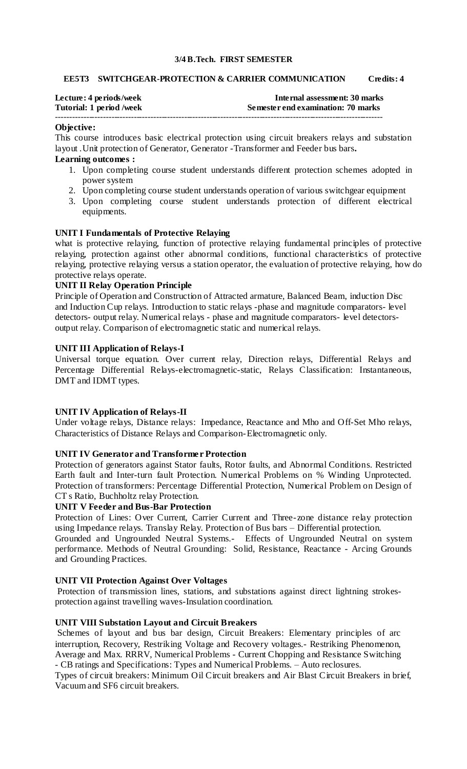**3/4 B.Tech. FIRST SEMESTER**

**EE5T3 SWITCHGEAR-PROTECTION & CARRIER COMMUNICATION Credits: 4**

| | |
|---|---|
| **Lecture: 4 periods/week** | **Internal assessment: 30 marks** |
| **Tutorial: 1 period /week** | **Semester end examination: 70 marks** |

---

**Objective:**

This course introduces basic electrical protection using circuit breakers relays and substation layout .Unit protection of Generator, Generator -Transformer and Feeder bus bars**.**

**Learning outcomes :**

1. Upon completing course student understands different protection schemes adopted in power system
2. Upon completing course student understands operation of various switchgear equipment
3. Upon completing course student understands protection of different electrical equipments.

**UNIT I Fundamentals of Protective Relaying**

what is protective relaying, function of protective relaying fundamental principles of protective relaying, protection against other abnormal conditions, functional characteristics of protective relaying, protective relaying versus a station operator, the evaluation of protective relaying, how do protective relays operate.

**UNIT II Relay Operation Principle**

Principle of Operation and Construction of Attracted armature, Balanced Beam, induction Disc and Induction Cup relays. Introduction to static relays -phase and magnitude comparators- level detectors- output relay. Numerical relays - phase and magnitude comparators- level detectors- output relay. Comparison of electromagnetic static and numerical relays.

**UNIT III Application of Relays-I**

Universal torque equation. Over current relay, Direction relays, Differential Relays and Percentage Differential Relays-electromagnetic-static, Relays Classification: Instantaneous, DMT and IDMT types.

**UNIT IV Application of Relays-II**

Under voltage relays, Distance relays: Impedance, Reactance and Mho and Off-Set Mho relays, Characteristics of Distance Relays and Comparison-Electromagnetic only.

**UNIT IV Generator and Transformer Protection**

Protection of generators against Stator faults, Rotor faults, and Abnormal Conditions. Restricted Earth fault and Inter-turn fault Protection. Numerical Problems on % Winding Unprotected. Protection of transformers: Percentage Differential Protection, Numerical Problem on Design of CT s Ratio, Buchholtz relay Protection.

**UNIT V Feeder and Bus-Bar Protection**

Protection of Lines: Over Current, Carrier Current and Three-zone distance relay protection using Impedance relays. Translay Relay. Protection of Bus bars – Differential protection.

Grounded and Ungrounded Neutral Systems.- Effects of Ungrounded Neutral on system performance. Methods of Neutral Grounding: Solid, Resistance, Reactance - Arcing Grounds and Grounding Practices.

**UNIT VII Protection Against Over Voltages**

Protection of transmission lines, stations, and substations against direct lightning strokes-protection against travelling waves-Insulation coordination.

**UNIT VIII Substation Layout and Circuit Breakers**

Schemes of layout and bus bar design, Circuit Breakers: Elementary principles of arc interruption, Recovery, Restriking Voltage and Recovery voltages.- Restriking Phenomenon, Average and Max. RRRV, Numerical Problems - Current Chopping and Resistance Switching - CB ratings and Specifications: Types and Numerical Problems. – Auto reclosures.

Types of circuit breakers: Minimum Oil Circuit breakers and Air Blast Circuit Breakers in brief, Vacuum and SF6 circuit breakers.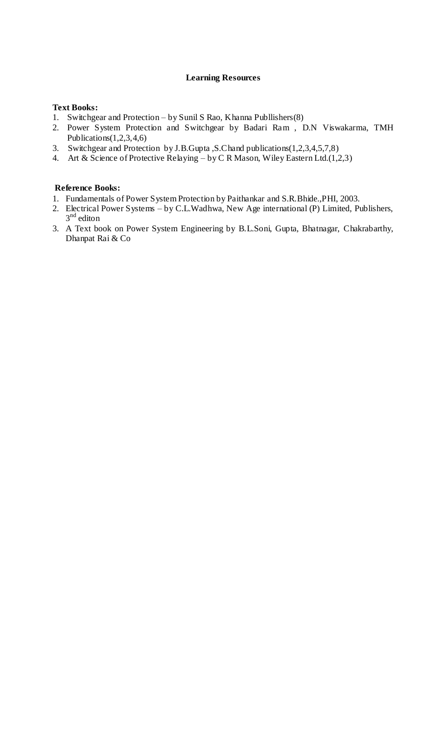## Learning Resources

**Text Books:**

1. Switchgear and Protection – by Sunil S Rao, Khanna Publlishers(8)
2. Power System Protection and Switchgear by Badari Ram , D.N Viswakarma, TMH Publications(1,2,3,4,6)
3. Switchgear and Protection by J.B.Gupta ,S.Chand publications(1,2,3,4,5,7,8)
4. Art & Science of Protective Relaying – by C R Mason, Wiley Eastern Ltd.(1,2,3)

**Reference Books:**

1. Fundamentals of Power System Protection by Paithankar and S.R.Bhide.,PHI, 2003.
2. Electrical Power Systems – by C.L.Wadhwa, New Age international (P) Limited, Publishers, 3rd editon
3. A Text book on Power System Engineering by B.L.Soni, Gupta, Bhatnagar, Chakrabarthy, Dhanpat Rai & Co